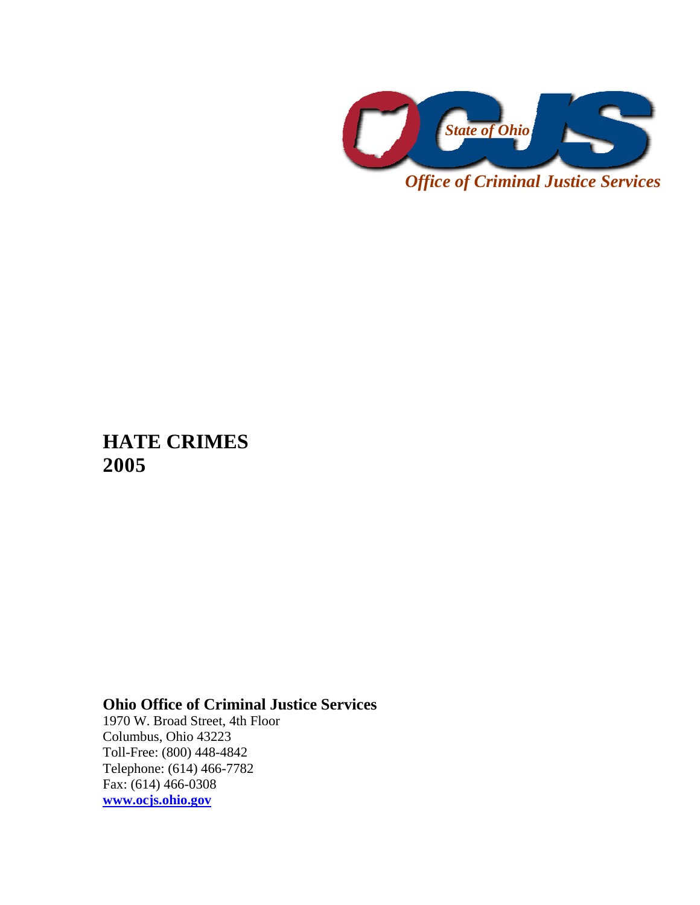*State of Ohio*

*Office of Criminal Justice Services*

# HATE CRIMES
# 2005

**Ohio Office of Criminal Justice Services**
1970 W. Broad Street, 4th Floor
Columbus, Ohio 43223
Toll-Free: (800) 448-4842
Telephone: (614) 466-7782
Fax: (614) 466-0308
**www.ocjs.ohio.gov**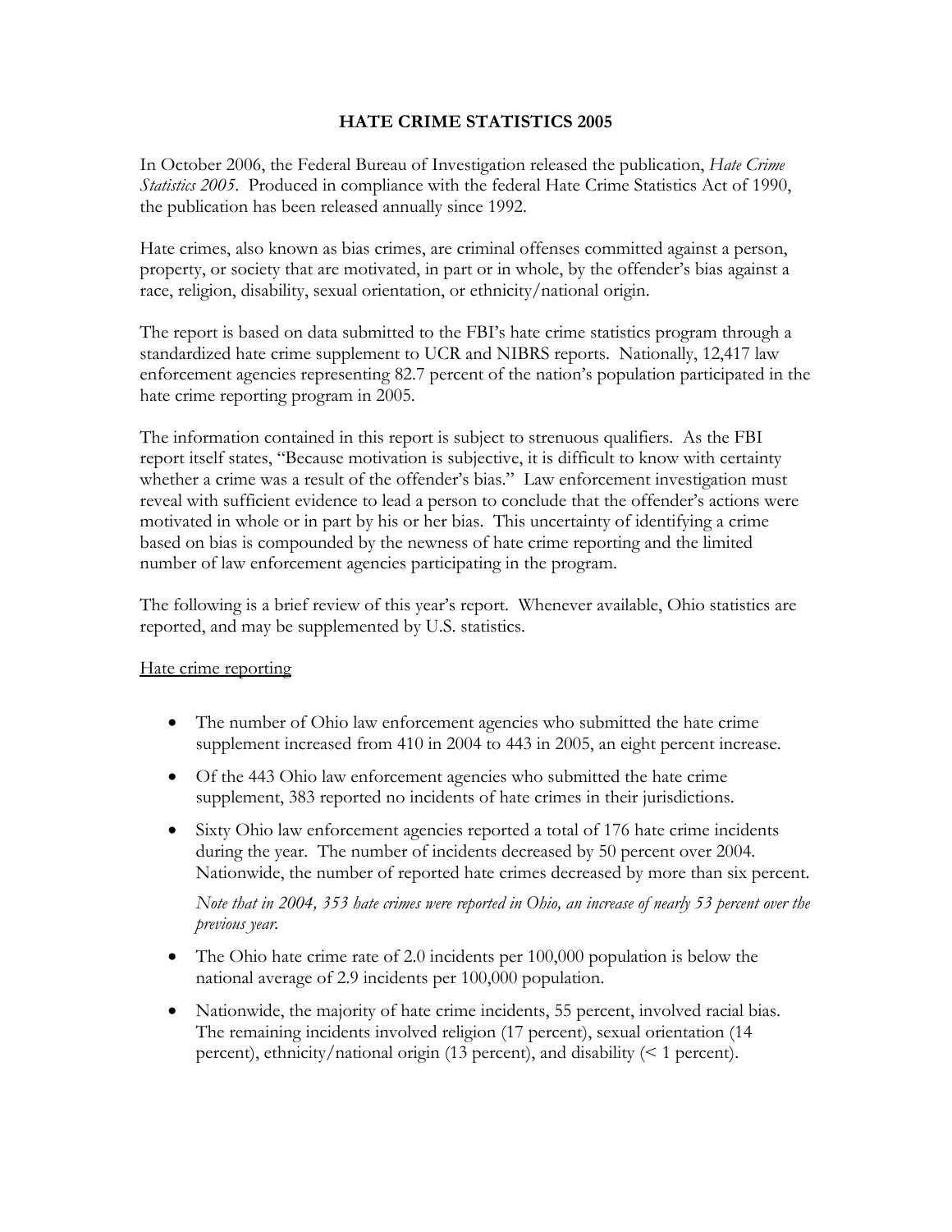# HATE CRIME STATISTICS 2005

In October 2006, the Federal Bureau of Investigation released the publication, *Hate Crime Statistics 2005*. Produced in compliance with the federal Hate Crime Statistics Act of 1990, the publication has been released annually since 1992.

Hate crimes, also known as bias crimes, are criminal offenses committed against a person, property, or society that are motivated, in part or in whole, by the offender's bias against a race, religion, disability, sexual orientation, or ethnicity/national origin.

The report is based on data submitted to the FBI's hate crime statistics program through a standardized hate crime supplement to UCR and NIBRS reports. Nationally, 12,417 law enforcement agencies representing 82.7 percent of the nation's population participated in the hate crime reporting program in 2005.

The information contained in this report is subject to strenuous qualifiers. As the FBI report itself states, "Because motivation is subjective, it is difficult to know with certainty whether a crime was a result of the offender's bias." Law enforcement investigation must reveal with sufficient evidence to lead a person to conclude that the offender's actions were motivated in whole or in part by his or her bias. This uncertainty of identifying a crime based on bias is compounded by the newness of hate crime reporting and the limited number of law enforcement agencies participating in the program.

The following is a brief review of this year's report. Whenever available, Ohio statistics are reported, and may be supplemented by U.S. statistics.

<u>Hate crime reporting</u>

- The number of Ohio law enforcement agencies who submitted the hate crime supplement increased from 410 in 2004 to 443 in 2005, an eight percent increase.
- Of the 443 Ohio law enforcement agencies who submitted the hate crime supplement, 383 reported no incidents of hate crimes in their jurisdictions.
- Sixty Ohio law enforcement agencies reported a total of 176 hate crime incidents during the year. The number of incidents decreased by 50 percent over 2004. Nationwide, the number of reported hate crimes decreased by more than six percent.

  *Note that in 2004, 353 hate crimes were reported in Ohio, an increase of nearly 53 percent over the previous year.*

- The Ohio hate crime rate of 2.0 incidents per 100,000 population is below the national average of 2.9 incidents per 100,000 population.
- Nationwide, the majority of hate crime incidents, 55 percent, involved racial bias. The remaining incidents involved religion (17 percent), sexual orientation (14 percent), ethnicity/national origin (13 percent), and disability (< 1 percent).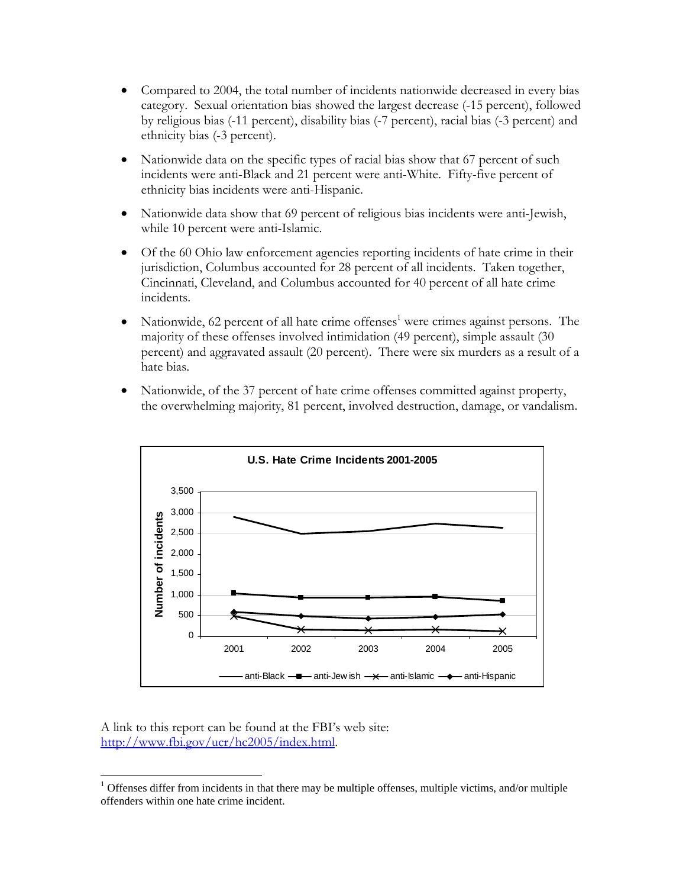- Compared to 2004, the total number of incidents nationwide decreased in every bias category. Sexual orientation bias showed the largest decrease (-15 percent), followed by religious bias (-11 percent), disability bias (-7 percent), racial bias (-3 percent) and ethnicity bias (-3 percent).
- Nationwide data on the specific types of racial bias show that 67 percent of such incidents were anti-Black and 21 percent were anti-White. Fifty-five percent of ethnicity bias incidents were anti-Hispanic.
- Nationwide data show that 69 percent of religious bias incidents were anti-Jewish, while 10 percent were anti-Islamic.
- Of the 60 Ohio law enforcement agencies reporting incidents of hate crime in their jurisdiction, Columbus accounted for 28 percent of all incidents. Taken together, Cincinnati, Cleveland, and Columbus accounted for 40 percent of all hate crime incidents.
- Nationwide, 62 percent of all hate crime offenses[1] were crimes against persons. The majority of these offenses involved intimidation (49 percent), simple assault (30 percent) and aggravated assault (20 percent). There were six murders as a result of a hate bias.
- Nationwide, of the 37 percent of hate crime offenses committed against property, the overwhelming majority, 81 percent, involved destruction, damage, or vandalism.

**U.S. Hate Crime Incidents 2001-2005**

Number of incidents

3,500
3,000
2,500
2,000
1,500
1,000
500
0

2001 2002 2003 2004 2005

anti-Black, anti-Jewish, anti-Islamic, anti-Hispanic

A link to this report can be found at the FBI's web site: [http://www.fbi.gov/ucr/hc2005/index.html](http://www.fbi.gov/ucr/hc2005/index.html).

---

[1] Offenses differ from incidents in that there may be multiple offenses, multiple victims, and/or multiple offenders within one hate crime incident.